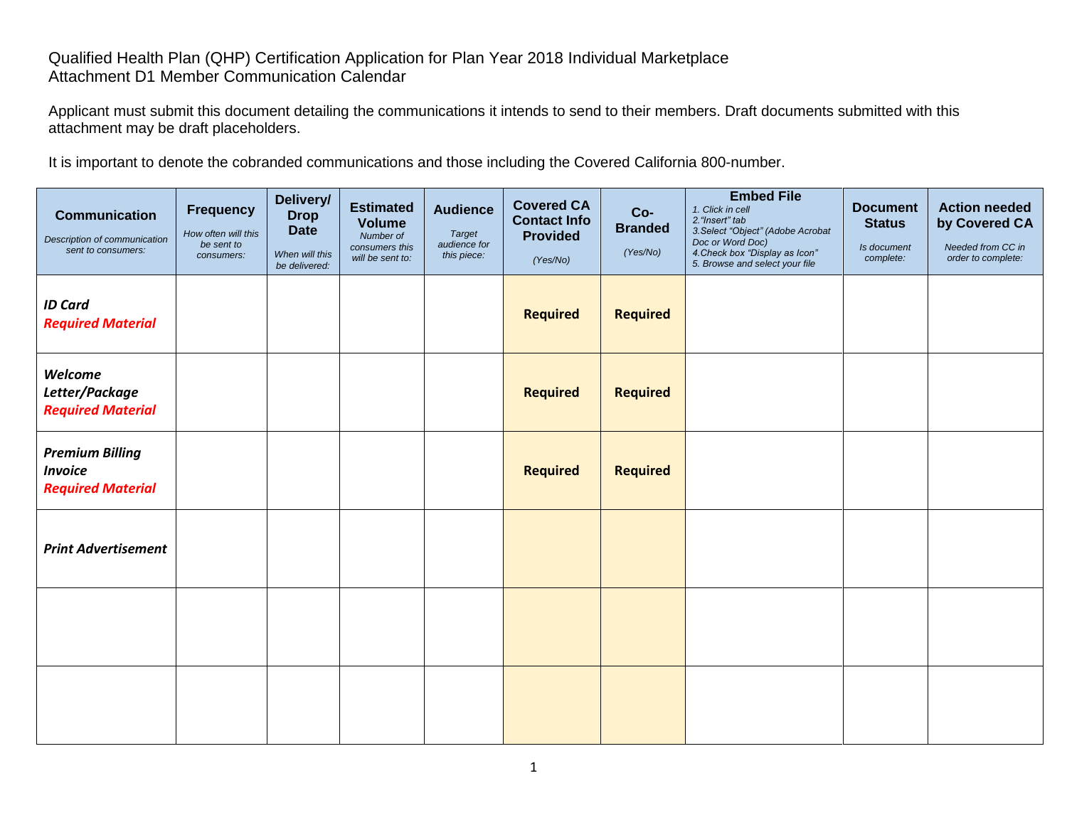Qualified Health Plan (QHP) Certification Application for Plan Year 2018 Individual Marketplace
Attachment D1 Member Communication Calendar

Applicant must submit this document detailing the communications it intends to send to their members. Draft documents submitted with this attachment may be draft placeholders.

It is important to denote the cobranded communications and those including the Covered California 800-number.

| **Communication** *Description of communication sent to consumers:* | **Frequency** *How often will this be sent to consumers:* | **Delivery/ Drop Date** *When will this be delivered:* | **Estimated Volume** *Number of consumers this will be sent to:* | **Audience** *Target audience for this piece:* | **Covered CA Contact Info Provided** *(Yes/No)* | **Co-Branded** *(Yes/No)* | **Embed File** *1. Click in cell 2."Insert" tab 3.Select "Object" (Adobe Acrobat Doc or Word Doc) 4.Check box "Display as Icon" 5. Browse and select your file* | **Document Status** *Is document complete:* | **Action needed by Covered CA** *Needed from CC in order to complete:* |
|---|---|---|---|---|---|---|---|---|---|
| ***ID Card*** ***Required Material*** | | | | | **Required** | **Required** | | | |
| ***Welcome Letter/Package*** ***Required Material*** | | | | | **Required** | **Required** | | | |
| ***Premium Billing Invoice*** ***Required Material*** | | | | | **Required** | **Required** | | | |
| ***Print Advertisement*** | | | | | | | | | |
| | | | | | | | | | |
| | | | | | | | | | |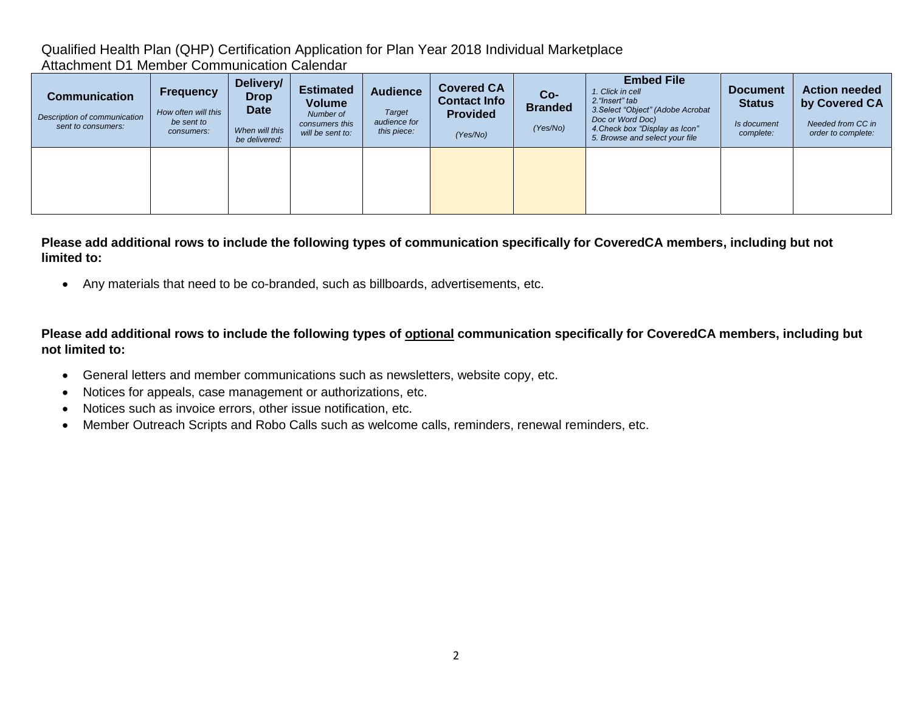Qualified Health Plan (QHP) Certification Application for Plan Year 2018 Individual Marketplace
Attachment D1 Member Communication Calendar

| **Communication** *Description of communication sent to consumers:* | **Frequency** *How often will this be sent to consumers:* | **Delivery/ Drop Date** *When will this be delivered:* | **Estimated Volume** *Number of consumers this will be sent to:* | **Audience** *Target audience for this piece:* | **Covered CA Contact Info Provided** *(Yes/No)* | **Co-Branded** *(Yes/No)* | **Embed File** *1. Click in cell 2."Insert" tab 3.Select "Object" (Adobe Acrobat Doc or Word Doc) 4.Check box "Display as Icon" 5. Browse and select your file* | **Document Status** *Is document complete:* | **Action needed by Covered CA** *Needed from CC in order to complete:* |
|---|---|---|---|---|---|---|---|---|---|
| | | | | | | | | | |

**Please add additional rows to include the following types of communication specifically for CoveredCA members, including but not limited to:**

- Any materials that need to be co-branded, such as billboards, advertisements, etc.

**Please add additional rows to include the following types of optional communication specifically for CoveredCA members, including but not limited to:**

- General letters and member communications such as newsletters, website copy, etc.
- Notices for appeals, case management or authorizations, etc.
- Notices such as invoice errors, other issue notification, etc.
- Member Outreach Scripts and Robo Calls such as welcome calls, reminders, renewal reminders, etc.